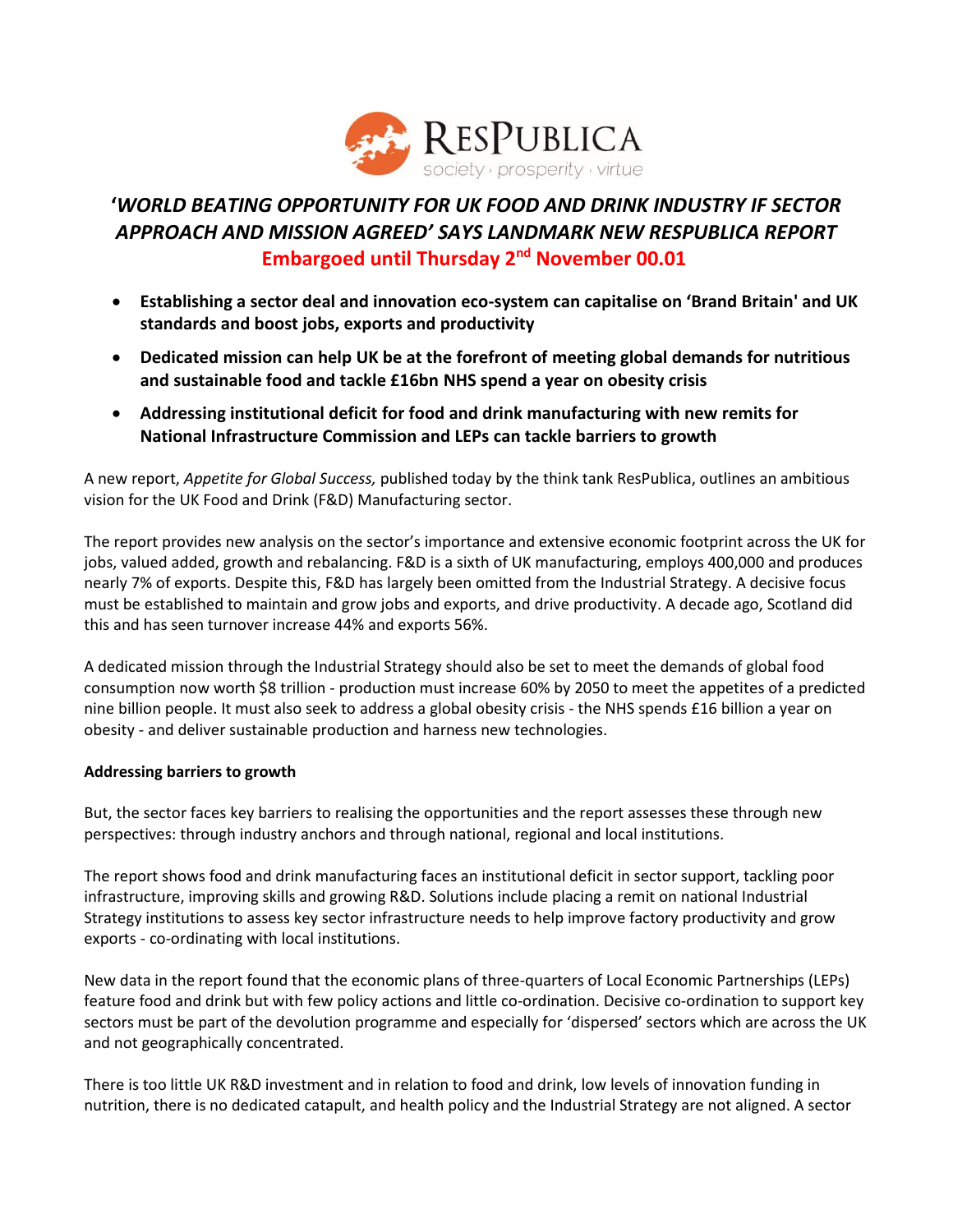RESPUBLICA
society · prosperity · virtue

# '*WORLD BEATING OPPORTUNITY FOR UK FOOD AND DRINK INDUSTRY IF SECTOR APPROACH AND MISSION AGREED*' *SAYS LANDMARK NEW RESPUBLICA REPORT*

**Embargoed until Thursday 2nd November 00.01**

- **Establishing a sector deal and innovation eco-system can capitalise on 'Brand Britain' and UK standards and boost jobs, exports and productivity**
- **Dedicated mission can help UK be at the forefront of meeting global demands for nutritious and sustainable food and tackle £16bn NHS spend a year on obesity crisis**
- **Addressing institutional deficit for food and drink manufacturing with new remits for National Infrastructure Commission and LEPs can tackle barriers to growth**

A new report, *Appetite for Global Success,* published today by the think tank ResPublica, outlines an ambitious vision for the UK Food and Drink (F&D) Manufacturing sector.

The report provides new analysis on the sector's importance and extensive economic footprint across the UK for jobs, valued added, growth and rebalancing. F&D is a sixth of UK manufacturing, employs 400,000 and produces nearly 7% of exports. Despite this, F&D has largely been omitted from the Industrial Strategy. A decisive focus must be established to maintain and grow jobs and exports, and drive productivity. A decade ago, Scotland did this and has seen turnover increase 44% and exports 56%.

A dedicated mission through the Industrial Strategy should also be set to meet the demands of global food consumption now worth $8 trillion - production must increase 60% by 2050 to meet the appetites of a predicted nine billion people. It must also seek to address a global obesity crisis - the NHS spends £16 billion a year on obesity - and deliver sustainable production and harness new technologies.

**Addressing barriers to growth**

But, the sector faces key barriers to realising the opportunities and the report assesses these through new perspectives: through industry anchors and through national, regional and local institutions.

The report shows food and drink manufacturing faces an institutional deficit in sector support, tackling poor infrastructure, improving skills and growing R&D. Solutions include placing a remit on national Industrial Strategy institutions to assess key sector infrastructure needs to help improve factory productivity and grow exports - co-ordinating with local institutions.

New data in the report found that the economic plans of three-quarters of Local Economic Partnerships (LEPs) feature food and drink but with few policy actions and little co-ordination. Decisive co-ordination to support key sectors must be part of the devolution programme and especially for 'dispersed' sectors which are across the UK and not geographically concentrated.

There is too little UK R&D investment and in relation to food and drink, low levels of innovation funding in nutrition, there is no dedicated catapult, and health policy and the Industrial Strategy are not aligned. A sector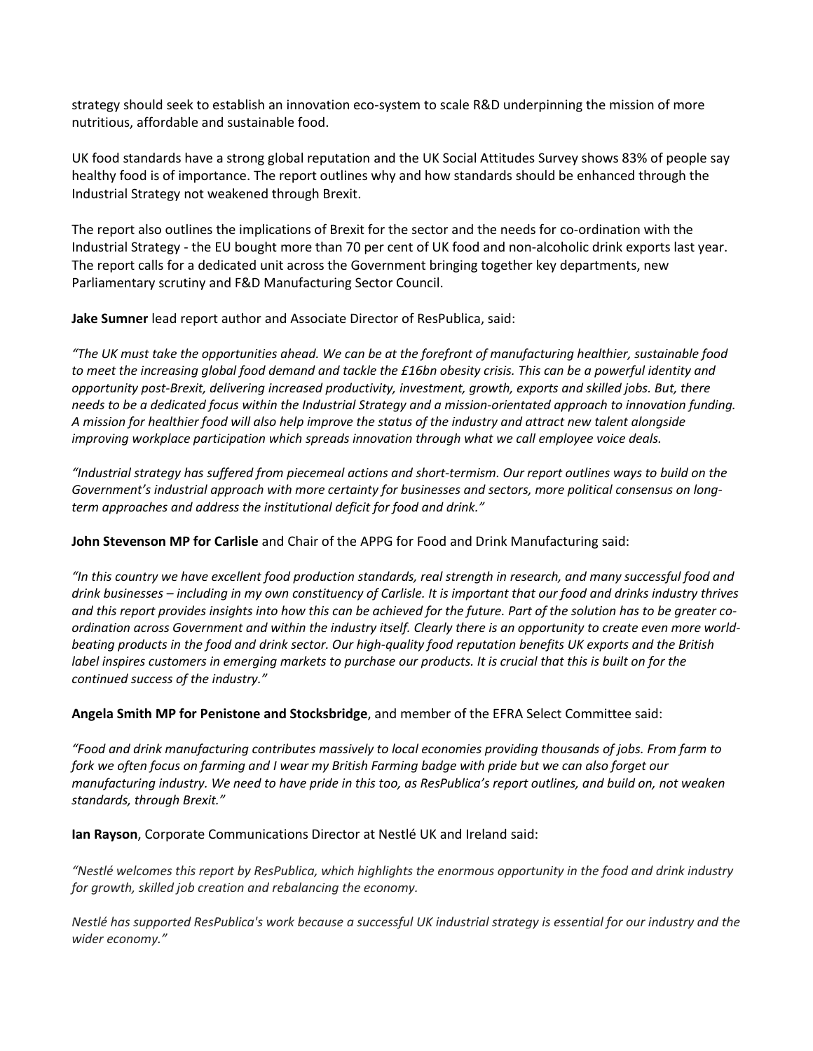strategy should seek to establish an innovation eco-system to scale R&D underpinning the mission of more nutritious, affordable and sustainable food.

UK food standards have a strong global reputation and the UK Social Attitudes Survey shows 83% of people say healthy food is of importance. The report outlines why and how standards should be enhanced through the Industrial Strategy not weakened through Brexit.

The report also outlines the implications of Brexit for the sector and the needs for co-ordination with the Industrial Strategy - the EU bought more than 70 per cent of UK food and non-alcoholic drink exports last year. The report calls for a dedicated unit across the Government bringing together key departments, new Parliamentary scrutiny and F&D Manufacturing Sector Council.

**Jake Sumner** lead report author and Associate Director of ResPublica, said:

*"The UK must take the opportunities ahead. We can be at the forefront of manufacturing healthier, sustainable food to meet the increasing global food demand and tackle the £16bn obesity crisis. This can be a powerful identity and opportunity post-Brexit, delivering increased productivity, investment, growth, exports and skilled jobs. But, there needs to be a dedicated focus within the Industrial Strategy and a mission-orientated approach to innovation funding. A mission for healthier food will also help improve the status of the industry and attract new talent alongside improving workplace participation which spreads innovation through what we call employee voice deals.*

*"Industrial strategy has suffered from piecemeal actions and short-termism. Our report outlines ways to build on the Government's industrial approach with more certainty for businesses and sectors, more political consensus on long-term approaches and address the institutional deficit for food and drink."*

**John Stevenson MP for Carlisle** and Chair of the APPG for Food and Drink Manufacturing said:

*"In this country we have excellent food production standards, real strength in research, and many successful food and drink businesses – including in my own constituency of Carlisle. It is important that our food and drinks industry thrives and this report provides insights into how this can be achieved for the future. Part of the solution has to be greater co-ordination across Government and within the industry itself. Clearly there is an opportunity to create even more world-beating products in the food and drink sector. Our high-quality food reputation benefits UK exports and the British label inspires customers in emerging markets to purchase our products. It is crucial that this is built on for the continued success of the industry."*

**Angela Smith MP for Penistone and Stocksbridge**, and member of the EFRA Select Committee said:

*"Food and drink manufacturing contributes massively to local economies providing thousands of jobs. From farm to fork we often focus on farming and I wear my British Farming badge with pride but we can also forget our manufacturing industry. We need to have pride in this too, as ResPublica's report outlines, and build on, not weaken standards, through Brexit."*

**Ian Rayson**, Corporate Communications Director at Nestlé UK and Ireland said:

*"Nestlé welcomes this report by ResPublica, which highlights the enormous opportunity in the food and drink industry for growth, skilled job creation and rebalancing the economy.*

*Nestlé has supported ResPublica's work because a successful UK industrial strategy is essential for our industry and the wider economy."*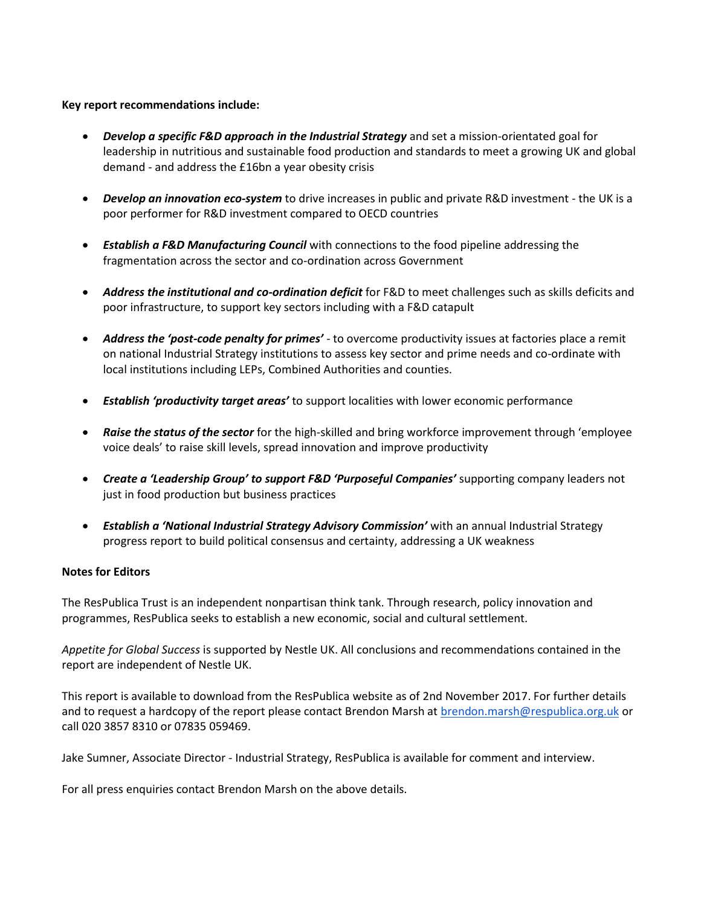**Key report recommendations include:**

- ***Develop a specific F&D approach in the Industrial Strategy*** and set a mission-orientated goal for leadership in nutritious and sustainable food production and standards to meet a growing UK and global demand - and address the £16bn a year obesity crisis
- ***Develop an innovation eco-system*** to drive increases in public and private R&D investment - the UK is a poor performer for R&D investment compared to OECD countries
- ***Establish a F&D Manufacturing Council*** with connections to the food pipeline addressing the fragmentation across the sector and co-ordination across Government
- ***Address the institutional and co-ordination deficit*** for F&D to meet challenges such as skills deficits and poor infrastructure, to support key sectors including with a F&D catapult
- ***Address the 'post-code penalty for primes'*** - to overcome productivity issues at factories place a remit on national Industrial Strategy institutions to assess key sector and prime needs and co-ordinate with local institutions including LEPs, Combined Authorities and counties.
- ***Establish 'productivity target areas'*** to support localities with lower economic performance
- ***Raise the status of the sector*** for the high-skilled and bring workforce improvement through 'employee voice deals' to raise skill levels, spread innovation and improve productivity
- ***Create a 'Leadership Group' to support F&D 'Purposeful Companies'*** supporting company leaders not just in food production but business practices
- ***Establish a 'National Industrial Strategy Advisory Commission'*** with an annual Industrial Strategy progress report to build political consensus and certainty, addressing a UK weakness

**Notes for Editors**

The ResPublica Trust is an independent nonpartisan think tank. Through research, policy innovation and programmes, ResPublica seeks to establish a new economic, social and cultural settlement.

*Appetite for Global Success* is supported by Nestle UK. All conclusions and recommendations contained in the report are independent of Nestle UK.

This report is available to download from the ResPublica website as of 2nd November 2017. For further details and to request a hardcopy of the report please contact Brendon Marsh at brendon.marsh@respublica.org.uk or call 020 3857 8310 or 07835 059469.

Jake Sumner, Associate Director - Industrial Strategy, ResPublica is available for comment and interview.

For all press enquiries contact Brendon Marsh on the above details.